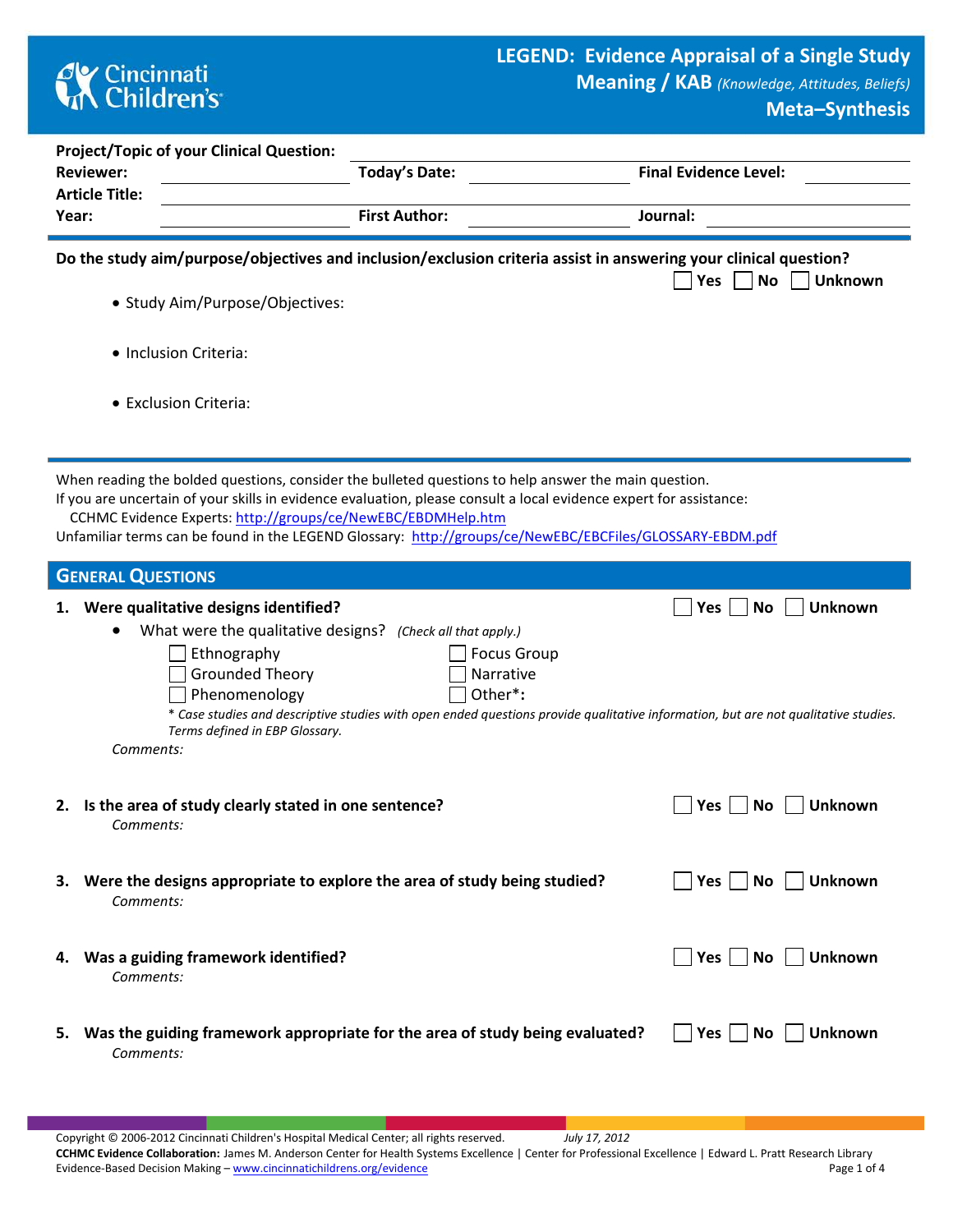# LEGEND: Evidence Appraisal of a Single Study

## Meaning / KAB *(Knowledge, Attitudes, Beliefs)*

## Meta–Synthesis

**Project/Topic of your Clinical Question:** ____________________

**Reviewer:** ____________ **Today's Date:** ____________ **Final Evidence Level:** ____________

**Article Title:** ____________________

**Year:** ____________ **First Author:** ____________ **Journal:** ____________

---

**Do the study aim/purpose/objectives and inclusion/exclusion criteria assist in answering your clinical question?** ☐ Yes ☐ No ☐ Unknown

- Study Aim/Purpose/Objectives:
- Inclusion Criteria:
- Exclusion Criteria:

---

When reading the bolded questions, consider the bulleted questions to help answer the main question.
If you are uncertain of your skills in evidence evaluation, please consult a local evidence expert for assistance:
CCHMC Evidence Experts: http://groups/ce/NewEBC/EBDMHelp.htm
Unfamiliar terms can be found in the LEGEND Glossary: http://groups/ce/NewEBC/EBCFiles/GLOSSARY-EBDM.pdf

## GENERAL QUESTIONS

1. **Were qualitative designs identified?** ☐ Yes ☐ No ☐ Unknown
   - What were the qualitative designs? *(Check all that apply.)*
     - ☐ Ethnography
     - ☐ Grounded Theory
     - ☐ Phenomenology
     - ☐ Focus Group
     - ☐ Narrative
     - ☐ Other*:

   *\* Case studies and descriptive studies with open ended questions provide qualitative information, but are not qualitative studies. Terms defined in EBP Glossary.*

   *Comments:*

2. **Is the area of study clearly stated in one sentence?** ☐ Yes ☐ No ☐ Unknown

   *Comments:*

3. **Were the designs appropriate to explore the area of study being studied?** ☐ Yes ☐ No ☐ Unknown

   *Comments:*

4. **Was a guiding framework identified?** ☐ Yes ☐ No ☐ Unknown

   *Comments:*

5. **Was the guiding framework appropriate for the area of study being evaluated?** ☐ Yes ☐ No ☐ Unknown

   *Comments:*

Copyright © 2006-2012 Cincinnati Children's Hospital Medical Center; all rights reserved. *July 17, 2012*
**CCHMC Evidence Collaboration:** James M. Anderson Center for Health Systems Excellence | Center for Professional Excellence | Edward L. Pratt Research Library
Evidence-Based Decision Making – www.cincinnatichildrens.org/evidence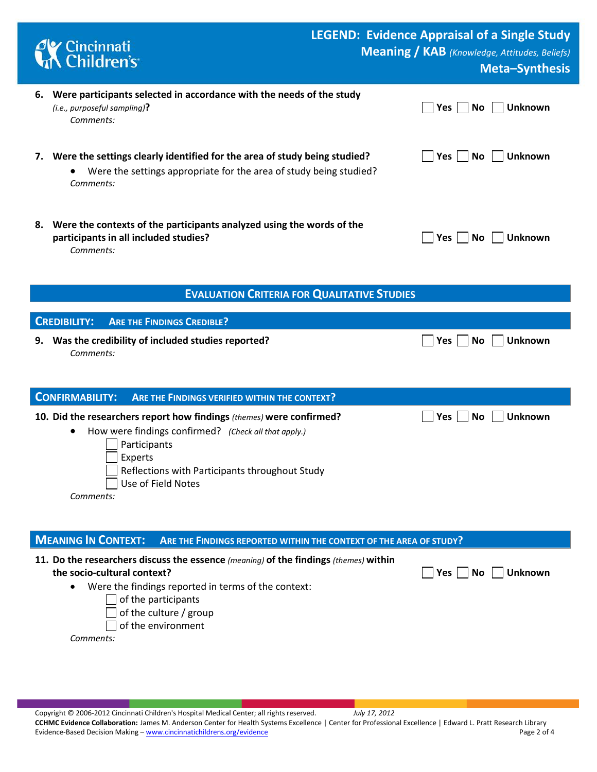6. **Were participants selected in accordance with the needs of the study** *(i.e., purposeful sampling)***?** ☐ Yes ☐ No ☐ Unknown
   *Comments:*

7. **Were the settings clearly identified for the area of study being studied?** ☐ Yes ☐ No ☐ Unknown
   - Were the settings appropriate for the area of study being studied?

   *Comments:*

8. **Were the contexts of the participants analyzed using the words of the participants in all included studies?** ☐ Yes ☐ No ☐ Unknown
   *Comments:*

## Evaluation Criteria for Qualitative Studies

### Credibility: Are the Findings Credible?

9. **Was the credibility of included studies reported?** ☐ Yes ☐ No ☐ Unknown
   *Comments:*

### Confirmability: Are the Findings Verified within the Context?

10. **Did the researchers report how findings** *(themes)* **were confirmed?** ☐ Yes ☐ No ☐ Unknown
    - How were findings confirmed? *(Check all that apply.)*
      - ☐ Participants
      - ☐ Experts
      - ☐ Reflections with Participants throughout Study
      - ☐ Use of Field Notes

    *Comments:*

### Meaning in Context: Are the Findings Reported within the Context of the Area of Study?

11. **Do the researchers discuss the essence** *(meaning)* **of the findings** *(themes)* **within the socio-cultural context?** ☐ Yes ☐ No ☐ Unknown
    - Were the findings reported in terms of the context:
      - ☐ of the participants
      - ☐ of the culture / group
      - ☐ of the environment

    *Comments:*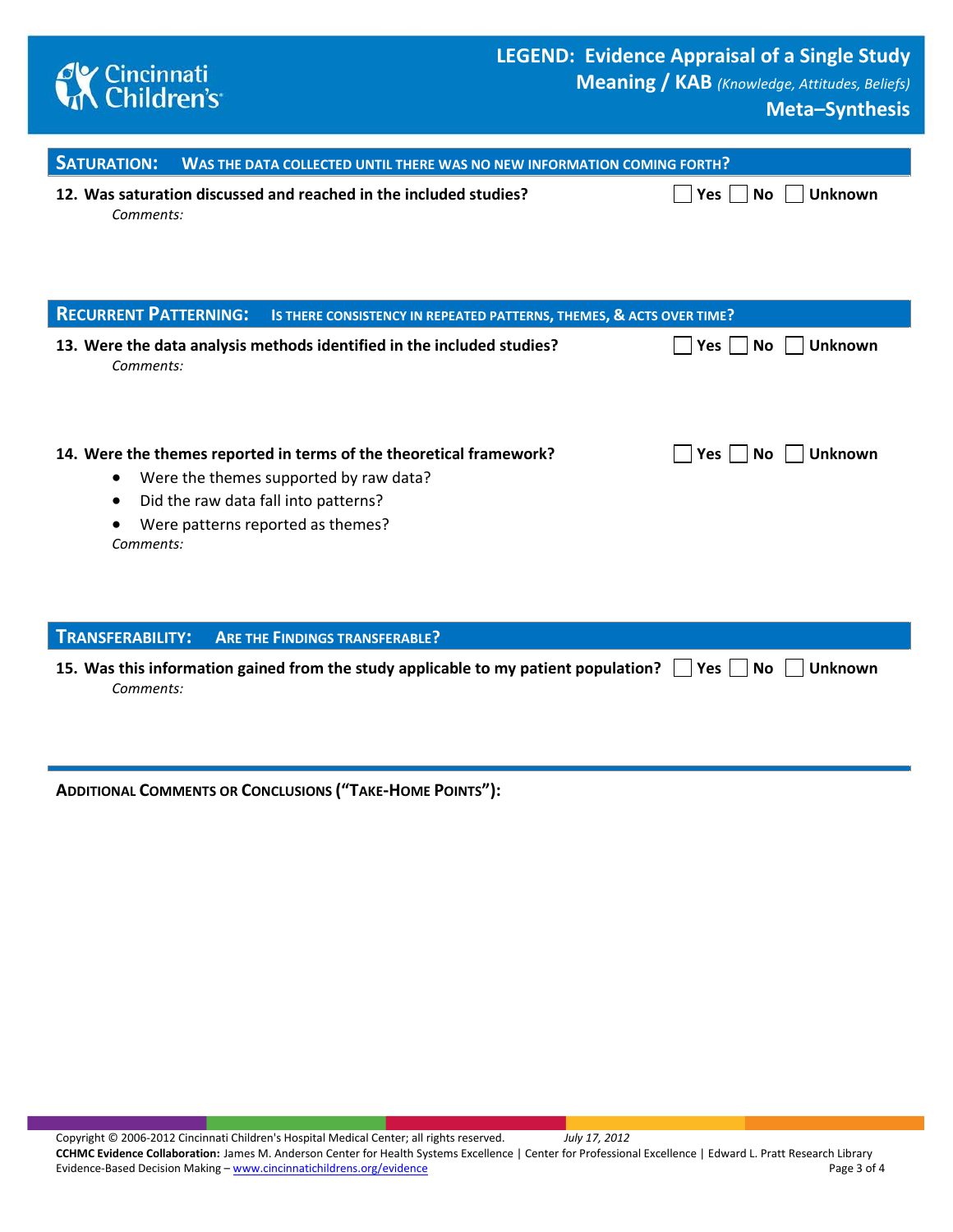## SATURATION: WAS THE DATA COLLECTED UNTIL THERE WAS NO NEW INFORMATION COMING FORTH?

**12. Was saturation discussed and reached in the included studies?** ☐ Yes ☐ No ☐ Unknown

*Comments:*

## RECURRENT PATTERNING: IS THERE CONSISTENCY IN REPEATED PATTERNS, THEMES, & ACTS OVER TIME?

**13. Were the data analysis methods identified in the included studies?** ☐ Yes ☐ No ☐ Unknown

*Comments:*

**14. Were the themes reported in terms of the theoretical framework?** ☐ Yes ☐ No ☐ Unknown

- Were the themes supported by raw data?
- Did the raw data fall into patterns?
- Were patterns reported as themes?

*Comments:*

## TRANSFERABILITY: ARE THE FINDINGS TRANSFERABLE?

**15. Was this information gained from the study applicable to my patient population?** ☐ Yes ☐ No ☐ Unknown

*Comments:*

---

**ADDITIONAL COMMENTS OR CONCLUSIONS ("TAKE-HOME POINTS"):**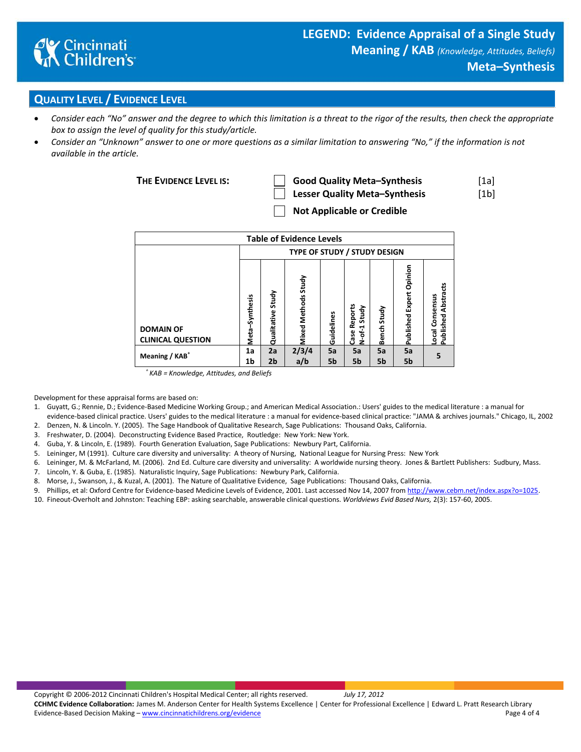# LEGEND: Evidence Appraisal of a Single Study

## Meaning / KAB *(Knowledge, Attitudes, Beliefs)*

## Meta–Synthesis

## Quality Level / Evidence Level

- *Consider each "No" answer and the degree to which this limitation is a threat to the rigor of the results, then check the appropriate box to assign the level of quality for this study/article.*
- *Consider an "Unknown" answer to one or more questions as a similar limitation to answering "No," if the information is not available in the article.*

**The Evidence Level is:**

- ☐ **Good Quality Meta–Synthesis** [1a]
- ☐ **Lesser Quality Meta–Synthesis** [1b]
- ☐ **Not Applicable or Credible**

**Table of Evidence Levels**

| DOMAIN OF CLINICAL QUESTION | TYPE OF STUDY / STUDY DESIGN | | | | | | | |
|---|---|---|---|---|---|---|---|---|
| | Meta–Synthesis | Qualitative Study | Mixed Methods Study | Guidelines | Case Reports N-of-1 Study | Bench Study | Published Expert Opinion | Local Consensus Published Abstracts |
| Meaning / KAB+ | 1a 1b | 2a 2b | 2/3/4 a/b | 5a 5b | 5a 5b | 5a 5b | 5a 5b | 5 |

*+ KAB = Knowledge, Attitudes, and Beliefs*

Development for these appraisal forms are based on:

1. Guyatt, G.; Rennie, D.; Evidence-Based Medicine Working Group.; and American Medical Association.: Users' guides to the medical literature : a manual for evidence-based clinical practice. Users' guides to the medical literature : a manual for evidence-based clinical practice: "JAMA & archives journals." Chicago, IL, 2002
2. Denzen, N. & Lincoln. Y. (2005). The Sage Handbook of Qualitative Research, Sage Publications: Thousand Oaks, California.
3. Freshwater, D. (2004). Deconstructing Evidence Based Practice, Routledge: New York: New York.
4. Guba, Y. & Lincoln, E. (1989). Fourth Generation Evaluation, Sage Publications: Newbury Part, California.
5. Leininger, M (1991). Culture care diversity and universality: A theory of Nursing, National League for Nursing Press: New York
6. Leininger, M. & McFarland, M. (2006). 2nd Ed. Culture care diversity and universality: A worldwide nursing theory. Jones & Bartlett Publishers: Sudbury, Mass.
7. Lincoln, Y. & Guba, E. (1985). Naturalistic Inquiry, Sage Publications: Newbury Park, California.
8. Morse, J., Swanson, J., & Kuzal, A. (2001). The Nature of Qualitative Evidence, Sage Publications: Thousand Oaks, California.
9. Phillips, et al: Oxford Centre for Evidence-based Medicine Levels of Evidence, 2001. Last accessed Nov 14, 2007 from http://www.cebm.net/index.aspx?o=1025.
10. Fineout-Overholt and Johnston: Teaching EBP: asking searchable, answerable clinical questions. *Worldviews Evid Based Nurs,* 2(3): 157-60, 2005.